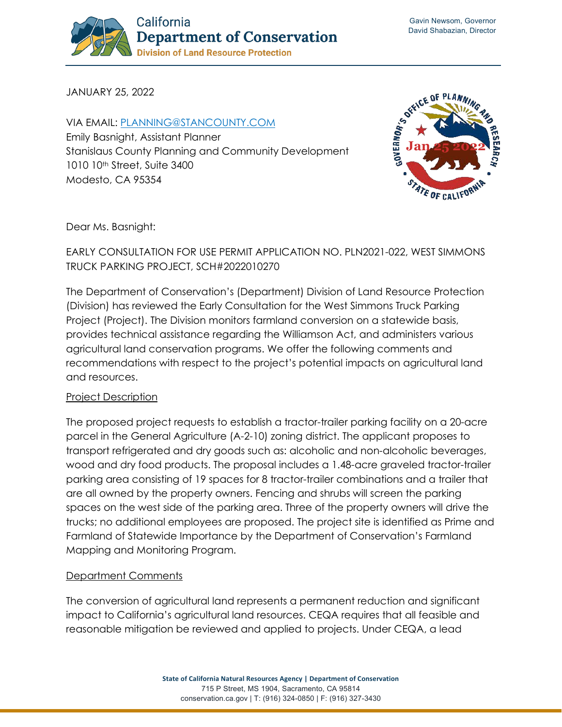California
Department of Conservation
Division of Land Resource Protection

Gavin Newsom, Governor
David Shabazian, Director

JANUARY 25, 2022

VIA EMAIL: PLANNING@STANCOUNTY.COM
Emily Basnight, Assistant Planner
Stanislaus County Planning and Community Development
1010 10th Street, Suite 3400
Modesto, CA 95354

GOVERNOR'S OFFICE OF PLANNING AND RESEARCH
Jan 25 2022
STATE OF CALIFORNIA

Dear Ms. Basnight:

EARLY CONSULTATION FOR USE PERMIT APPLICATION NO. PLN2021-022, WEST SIMMONS TRUCK PARKING PROJECT, SCH#2022010270

The Department of Conservation's (Department) Division of Land Resource Protection (Division) has reviewed the Early Consultation for the West Simmons Truck Parking Project (Project). The Division monitors farmland conversion on a statewide basis, provides technical assistance regarding the Williamson Act, and administers various agricultural land conservation programs. We offer the following comments and recommendations with respect to the project's potential impacts on agricultural land and resources.

## Project Description

The proposed project requests to establish a tractor-trailer parking facility on a 20-acre parcel in the General Agriculture (A-2-10) zoning district. The applicant proposes to transport refrigerated and dry goods such as: alcoholic and non-alcoholic beverages, wood and dry food products. The proposal includes a 1.48-acre graveled tractor-trailer parking area consisting of 19 spaces for 8 tractor-trailer combinations and a trailer that are all owned by the property owners. Fencing and shrubs will screen the parking spaces on the west side of the parking area. Three of the property owners will drive the trucks; no additional employees are proposed. The project site is identified as Prime and Farmland of Statewide Importance by the Department of Conservation's Farmland Mapping and Monitoring Program.

## Department Comments

The conversion of agricultural land represents a permanent reduction and significant impact to California's agricultural land resources. CEQA requires that all feasible and reasonable mitigation be reviewed and applied to projects. Under CEQA, a lead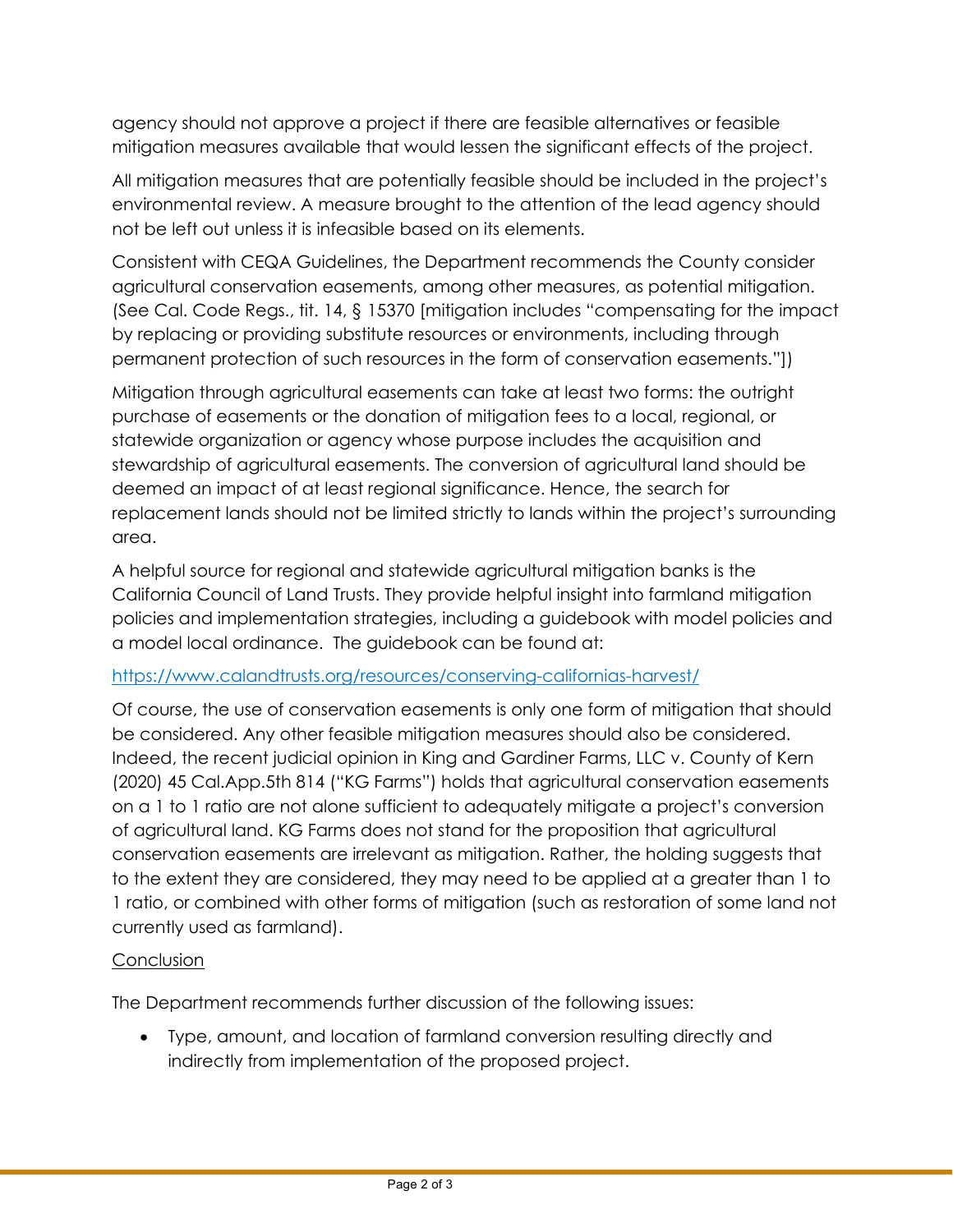agency should not approve a project if there are feasible alternatives or feasible mitigation measures available that would lessen the significant effects of the project.

All mitigation measures that are potentially feasible should be included in the project's environmental review. A measure brought to the attention of the lead agency should not be left out unless it is infeasible based on its elements.

Consistent with CEQA Guidelines, the Department recommends the County consider agricultural conservation easements, among other measures, as potential mitigation. (See Cal. Code Regs., tit. 14, § 15370 [mitigation includes "compensating for the impact by replacing or providing substitute resources or environments, including through permanent protection of such resources in the form of conservation easements."])

Mitigation through agricultural easements can take at least two forms: the outright purchase of easements or the donation of mitigation fees to a local, regional, or statewide organization or agency whose purpose includes the acquisition and stewardship of agricultural easements. The conversion of agricultural land should be deemed an impact of at least regional significance. Hence, the search for replacement lands should not be limited strictly to lands within the project's surrounding area.

A helpful source for regional and statewide agricultural mitigation banks is the California Council of Land Trusts. They provide helpful insight into farmland mitigation policies and implementation strategies, including a guidebook with model policies and a model local ordinance. The guidebook can be found at:

https://www.calandtrusts.org/resources/conserving-californias-harvest/

Of course, the use of conservation easements is only one form of mitigation that should be considered. Any other feasible mitigation measures should also be considered. Indeed, the recent judicial opinion in King and Gardiner Farms, LLC v. County of Kern (2020) 45 Cal.App.5th 814 ("KG Farms") holds that agricultural conservation easements on a 1 to 1 ratio are not alone sufficient to adequately mitigate a project's conversion of agricultural land. KG Farms does not stand for the proposition that agricultural conservation easements are irrelevant as mitigation. Rather, the holding suggests that to the extent they are considered, they may need to be applied at a greater than 1 to 1 ratio, or combined with other forms of mitigation (such as restoration of some land not currently used as farmland).

## Conclusion

The Department recommends further discussion of the following issues:

- Type, amount, and location of farmland conversion resulting directly and indirectly from implementation of the proposed project.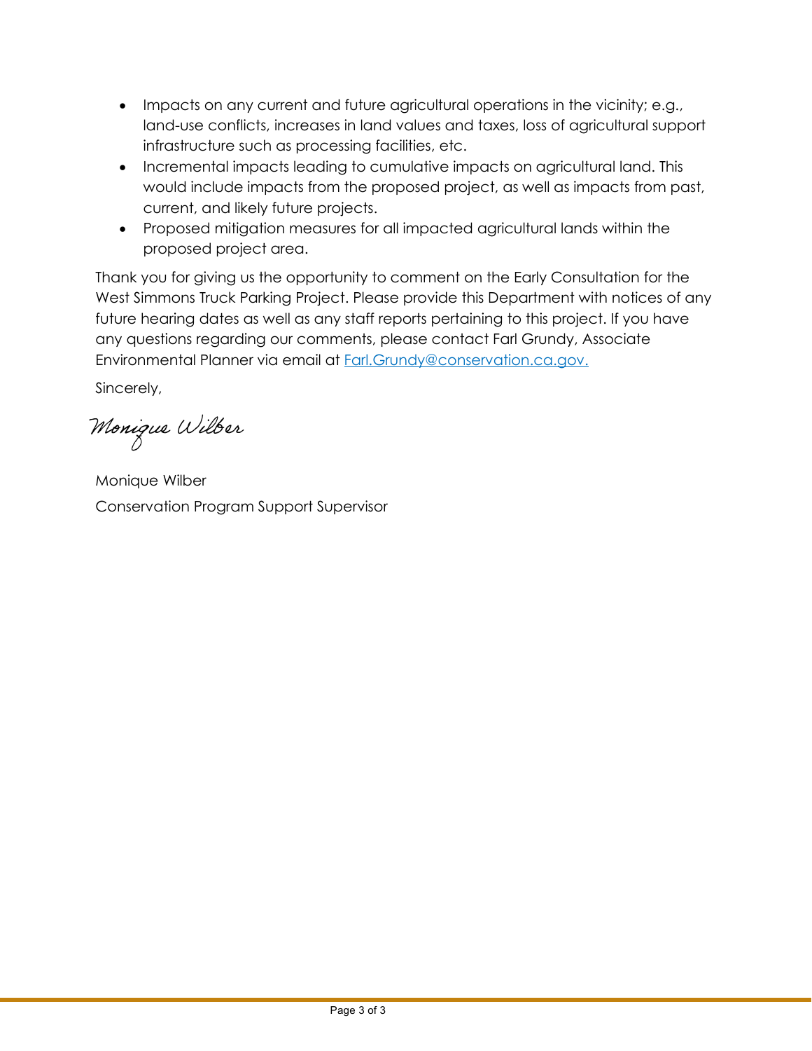- Impacts on any current and future agricultural operations in the vicinity; e.g., land-use conflicts, increases in land values and taxes, loss of agricultural support infrastructure such as processing facilities, etc.
- Incremental impacts leading to cumulative impacts on agricultural land. This would include impacts from the proposed project, as well as impacts from past, current, and likely future projects.
- Proposed mitigation measures for all impacted agricultural lands within the proposed project area.

Thank you for giving us the opportunity to comment on the Early Consultation for the West Simmons Truck Parking Project. Please provide this Department with notices of any future hearing dates as well as any staff reports pertaining to this project. If you have any questions regarding our comments, please contact Farl Grundy, Associate Environmental Planner via email at [Farl.Grundy@conservation.ca.gov.](mailto:Farl.Grundy@conservation.ca.gov)

Sincerely,

*Monique Wilber*

Monique Wilber

Conservation Program Support Supervisor